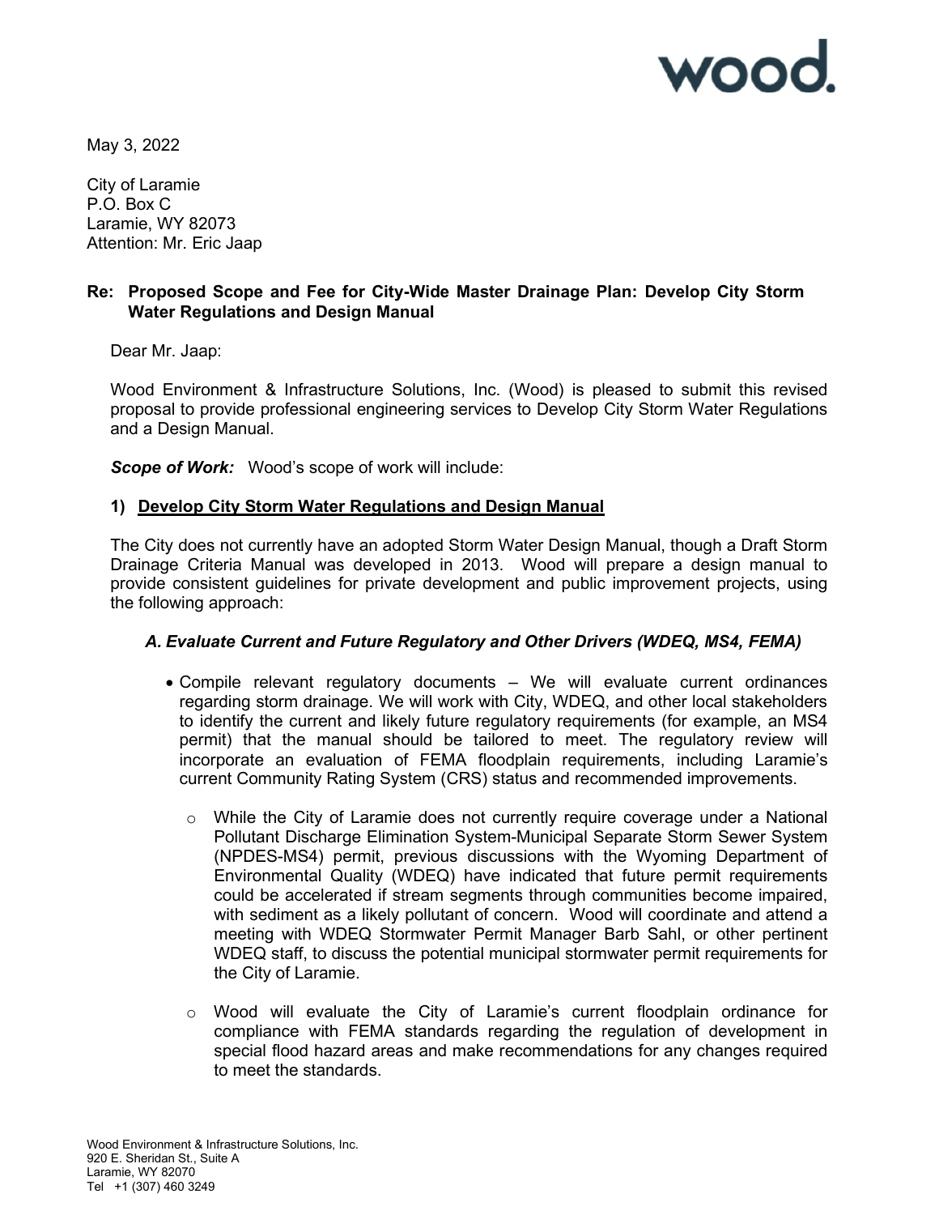May 3, 2022

City of Laramie
P.O. Box C
Laramie, WY 82073
Attention: Mr. Eric Jaap

**Re: Proposed Scope and Fee for City-Wide Master Drainage Plan: Develop City Storm Water Regulations and Design Manual**

Dear Mr. Jaap:

Wood Environment & Infrastructure Solutions, Inc. (Wood) is pleased to submit this revised proposal to provide professional engineering services to Develop City Storm Water Regulations and a Design Manual.

***Scope of Work:*** Wood's scope of work will include:

**1) <u>Develop City Storm Water Regulations and Design Manual</u>**

The City does not currently have an adopted Storm Water Design Manual, though a Draft Storm Drainage Criteria Manual was developed in 2013. Wood will prepare a design manual to provide consistent guidelines for private development and public improvement projects, using the following approach:

***A. Evaluate Current and Future Regulatory and Other Drivers (WDEQ, MS4, FEMA)***

- Compile relevant regulatory documents – We will evaluate current ordinances regarding storm drainage. We will work with City, WDEQ, and other local stakeholders to identify the current and likely future regulatory requirements (for example, an MS4 permit) that the manual should be tailored to meet. The regulatory review will incorporate an evaluation of FEMA floodplain requirements, including Laramie's current Community Rating System (CRS) status and recommended improvements.
  - While the City of Laramie does not currently require coverage under a National Pollutant Discharge Elimination System-Municipal Separate Storm Sewer System (NPDES-MS4) permit, previous discussions with the Wyoming Department of Environmental Quality (WDEQ) have indicated that future permit requirements could be accelerated if stream segments through communities become impaired, with sediment as a likely pollutant of concern. Wood will coordinate and attend a meeting with WDEQ Stormwater Permit Manager Barb Sahl, or other pertinent WDEQ staff, to discuss the potential municipal stormwater permit requirements for the City of Laramie.
  - Wood will evaluate the City of Laramie's current floodplain ordinance for compliance with FEMA standards regarding the regulation of development in special flood hazard areas and make recommendations for any changes required to meet the standards.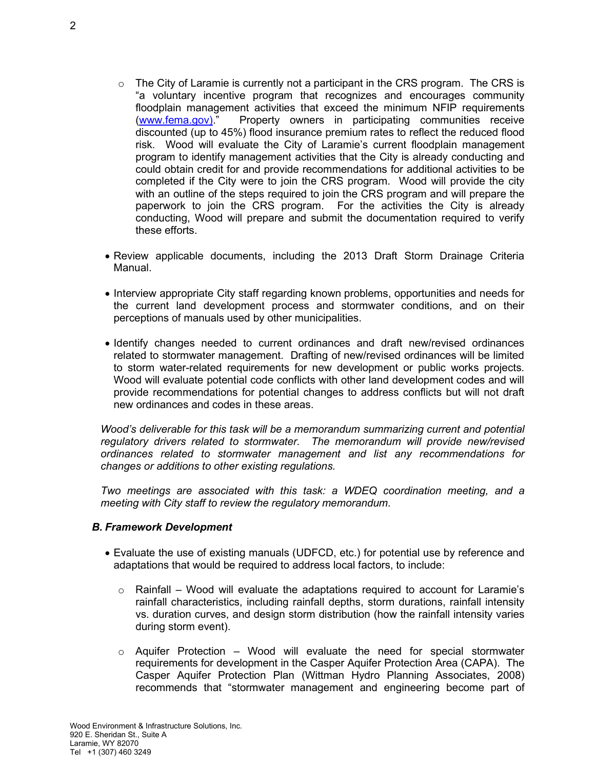- The City of Laramie is currently not a participant in the CRS program. The CRS is "a voluntary incentive program that recognizes and encourages community floodplain management activities that exceed the minimum NFIP requirements (www.fema.gov)." Property owners in participating communities receive discounted (up to 45%) flood insurance premium rates to reflect the reduced flood risk. Wood will evaluate the City of Laramie's current floodplain management program to identify management activities that the City is already conducting and could obtain credit for and provide recommendations for additional activities to be completed if the City were to join the CRS program. Wood will provide the city with an outline of the steps required to join the CRS program and will prepare the paperwork to join the CRS program. For the activities the City is already conducting, Wood will prepare and submit the documentation required to verify these efforts.

- Review applicable documents, including the 2013 Draft Storm Drainage Criteria Manual.

- Interview appropriate City staff regarding known problems, opportunities and needs for the current land development process and stormwater conditions, and on their perceptions of manuals used by other municipalities.

- Identify changes needed to current ordinances and draft new/revised ordinances related to stormwater management. Drafting of new/revised ordinances will be limited to storm water-related requirements for new development or public works projects. Wood will evaluate potential code conflicts with other land development codes and will provide recommendations for potential changes to address conflicts but will not draft new ordinances and codes in these areas.

*Wood's deliverable for this task will be a memorandum summarizing current and potential regulatory drivers related to stormwater. The memorandum will provide new/revised ordinances related to stormwater management and list any recommendations for changes or additions to other existing regulations.*

*Two meetings are associated with this task: a WDEQ coordination meeting, and a meeting with City staff to review the regulatory memorandum.*

### *B. Framework Development*

- Evaluate the use of existing manuals (UDFCD, etc.) for potential use by reference and adaptations that would be required to address local factors, to include:

  - Rainfall – Wood will evaluate the adaptations required to account for Laramie's rainfall characteristics, including rainfall depths, storm durations, rainfall intensity vs. duration curves, and design storm distribution (how the rainfall intensity varies during storm event).

  - Aquifer Protection – Wood will evaluate the need for special stormwater requirements for development in the Casper Aquifer Protection Area (CAPA). The Casper Aquifer Protection Plan (Wittman Hydro Planning Associates, 2008) recommends that "stormwater management and engineering become part of

Wood Environment & Infrastructure Solutions, Inc.
920 E. Sheridan St., Suite A
Laramie, WY 82070
Tel +1 (307) 460 3249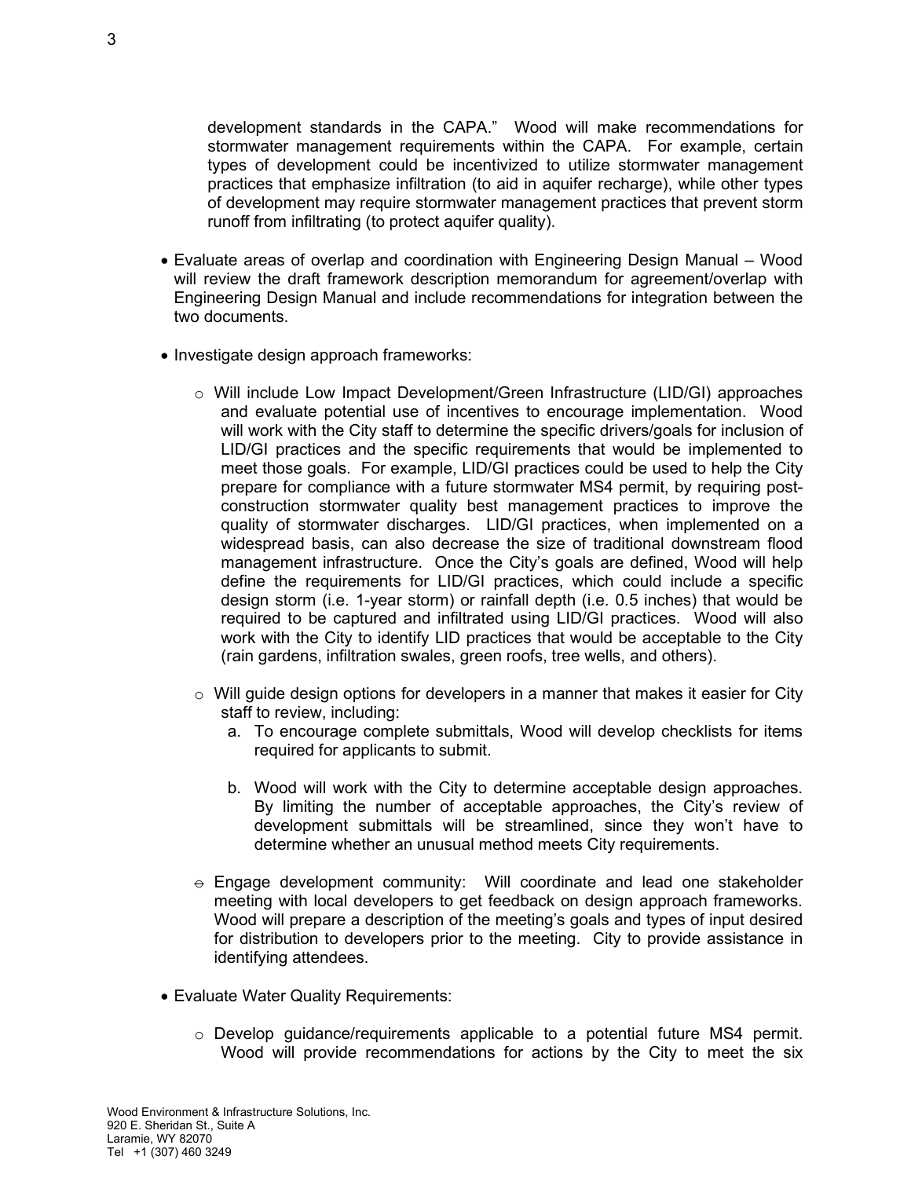development standards in the CAPA." Wood will make recommendations for stormwater management requirements within the CAPA. For example, certain types of development could be incentivized to utilize stormwater management practices that emphasize infiltration (to aid in aquifer recharge), while other types of development may require stormwater management practices that prevent storm runoff from infiltrating (to protect aquifer quality).

- Evaluate areas of overlap and coordination with Engineering Design Manual – Wood will review the draft framework description memorandum for agreement/overlap with Engineering Design Manual and include recommendations for integration between the two documents.

- Investigate design approach frameworks:

  - Will include Low Impact Development/Green Infrastructure (LID/GI) approaches and evaluate potential use of incentives to encourage implementation. Wood will work with the City staff to determine the specific drivers/goals for inclusion of LID/GI practices and the specific requirements that would be implemented to meet those goals. For example, LID/GI practices could be used to help the City prepare for compliance with a future stormwater MS4 permit, by requiring post-construction stormwater quality best management practices to improve the quality of stormwater discharges. LID/GI practices, when implemented on a widespread basis, can also decrease the size of traditional downstream flood management infrastructure. Once the City's goals are defined, Wood will help define the requirements for LID/GI practices, which could include a specific design storm (i.e. 1-year storm) or rainfall depth (i.e. 0.5 inches) that would be required to be captured and infiltrated using LID/GI practices. Wood will also work with the City to identify LID practices that would be acceptable to the City (rain gardens, infiltration swales, green roofs, tree wells, and others).

  - Will guide design options for developers in a manner that makes it easier for City staff to review, including:
    a. To encourage complete submittals, Wood will develop checklists for items required for applicants to submit.

    b. Wood will work with the City to determine acceptable design approaches. By limiting the number of acceptable approaches, the City's review of development submittals will be streamlined, since they won't have to determine whether an unusual method meets City requirements.

  - Engage development community: Will coordinate and lead one stakeholder meeting with local developers to get feedback on design approach frameworks. Wood will prepare a description of the meeting's goals and types of input desired for distribution to developers prior to the meeting. City to provide assistance in identifying attendees.

- Evaluate Water Quality Requirements:

  - Develop guidance/requirements applicable to a potential future MS4 permit. Wood will provide recommendations for actions by the City to meet the six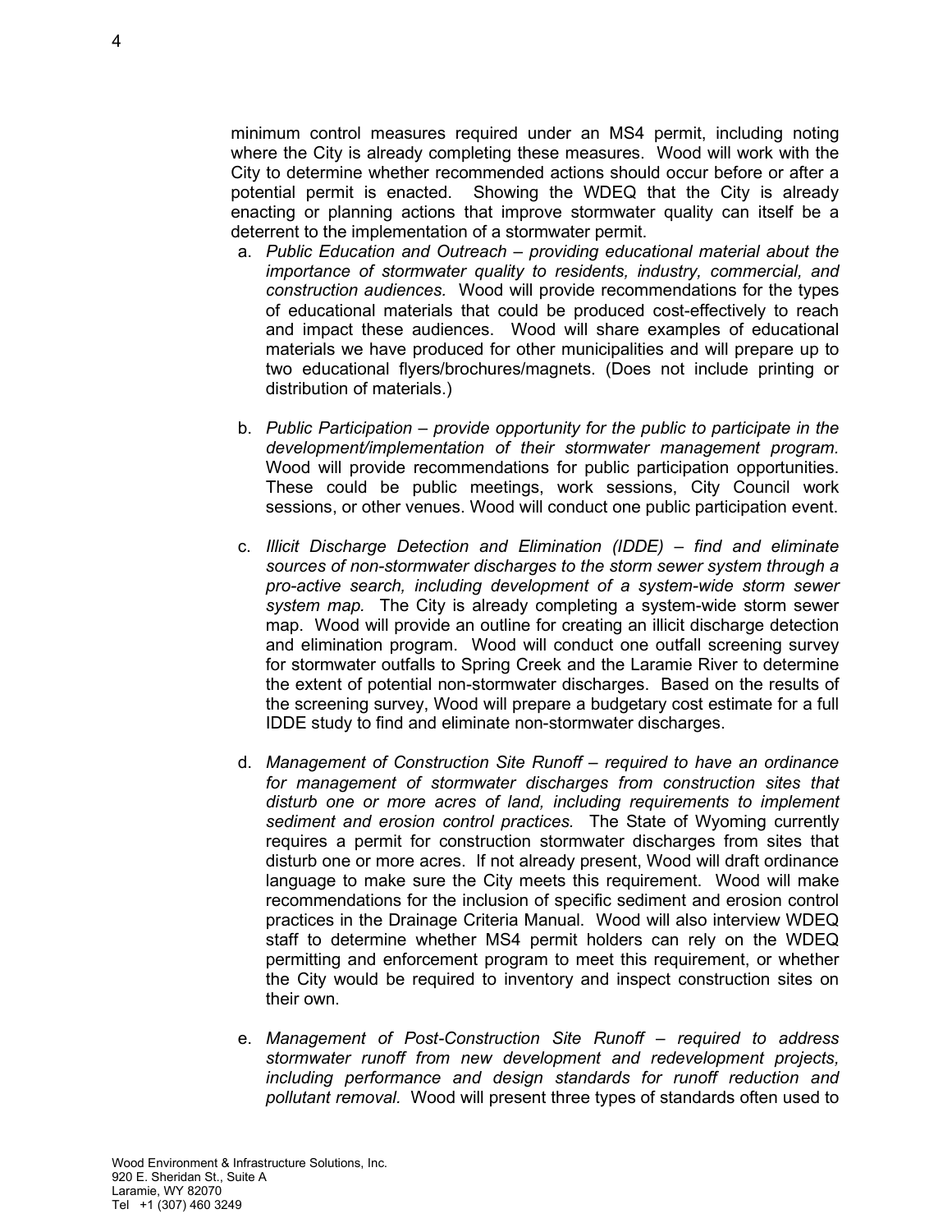minimum control measures required under an MS4 permit, including noting where the City is already completing these measures. Wood will work with the City to determine whether recommended actions should occur before or after a potential permit is enacted. Showing the WDEQ that the City is already enacting or planning actions that improve stormwater quality can itself be a deterrent to the implementation of a stormwater permit.

a. *Public Education and Outreach – providing educational material about the importance of stormwater quality to residents, industry, commercial, and construction audiences.* Wood will provide recommendations for the types of educational materials that could be produced cost-effectively to reach and impact these audiences. Wood will share examples of educational materials we have produced for other municipalities and will prepare up to two educational flyers/brochures/magnets. (Does not include printing or distribution of materials.)

b. *Public Participation – provide opportunity for the public to participate in the development/implementation of their stormwater management program.* Wood will provide recommendations for public participation opportunities. These could be public meetings, work sessions, City Council work sessions, or other venues. Wood will conduct one public participation event.

c. *Illicit Discharge Detection and Elimination (IDDE) – find and eliminate sources of non-stormwater discharges to the storm sewer system through a pro-active search, including development of a system-wide storm sewer system map.* The City is already completing a system-wide storm sewer map. Wood will provide an outline for creating an illicit discharge detection and elimination program. Wood will conduct one outfall screening survey for stormwater outfalls to Spring Creek and the Laramie River to determine the extent of potential non-stormwater discharges. Based on the results of the screening survey, Wood will prepare a budgetary cost estimate for a full IDDE study to find and eliminate non-stormwater discharges.

d. *Management of Construction Site Runoff – required to have an ordinance for management of stormwater discharges from construction sites that disturb one or more acres of land, including requirements to implement sediment and erosion control practices.* The State of Wyoming currently requires a permit for construction stormwater discharges from sites that disturb one or more acres. If not already present, Wood will draft ordinance language to make sure the City meets this requirement. Wood will make recommendations for the inclusion of specific sediment and erosion control practices in the Drainage Criteria Manual. Wood will also interview WDEQ staff to determine whether MS4 permit holders can rely on the WDEQ permitting and enforcement program to meet this requirement, or whether the City would be required to inventory and inspect construction sites on their own.

e. *Management of Post-Construction Site Runoff – required to address stormwater runoff from new development and redevelopment projects, including performance and design standards for runoff reduction and pollutant removal.* Wood will present three types of standards often used to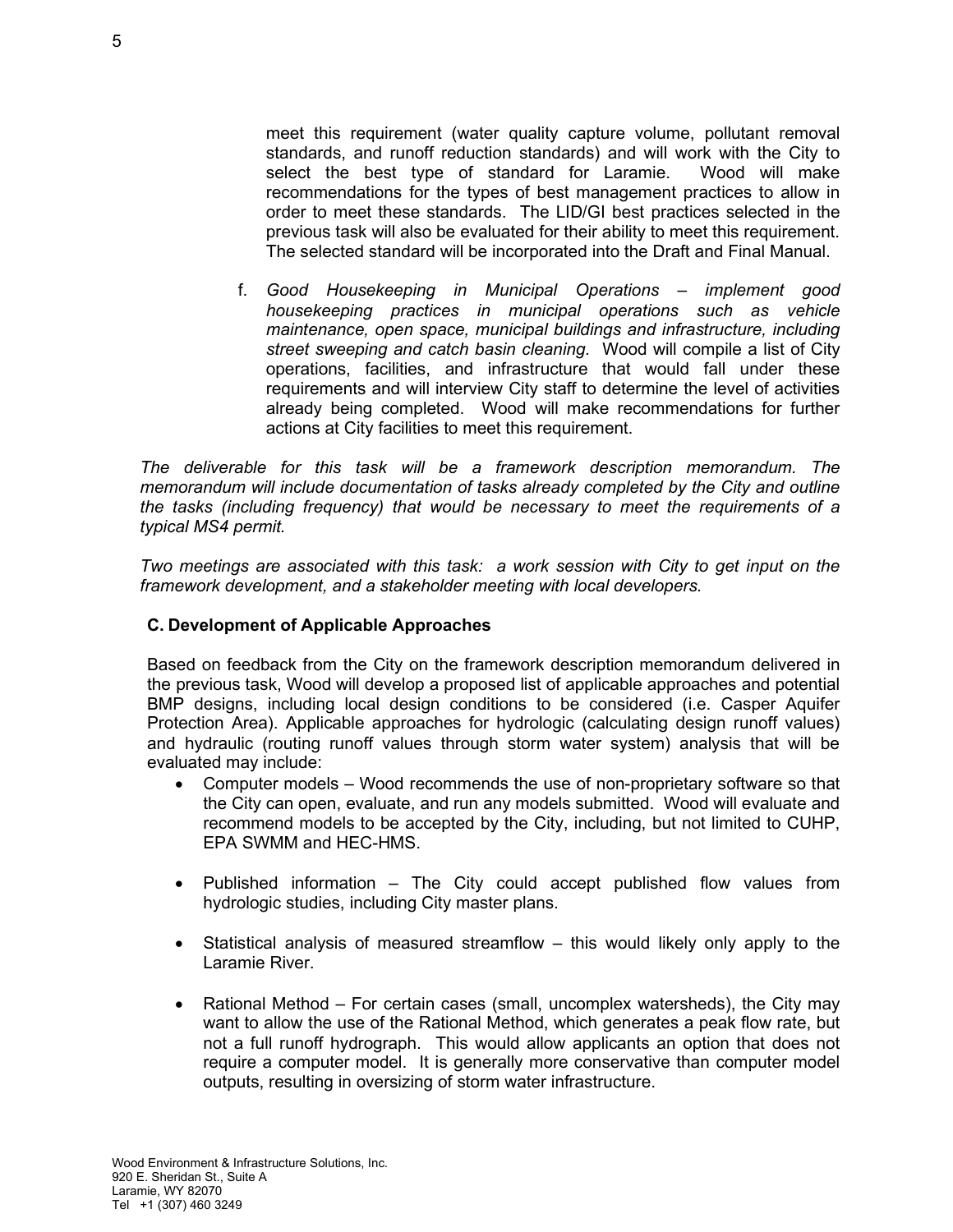meet this requirement (water quality capture volume, pollutant removal standards, and runoff reduction standards) and will work with the City to select the best type of standard for Laramie. Wood will make recommendations for the types of best management practices to allow in order to meet these standards. The LID/GI best practices selected in the previous task will also be evaluated for their ability to meet this requirement. The selected standard will be incorporated into the Draft and Final Manual.

f. *Good Housekeeping in Municipal Operations – implement good housekeeping practices in municipal operations such as vehicle maintenance, open space, municipal buildings and infrastructure, including street sweeping and catch basin cleaning.* Wood will compile a list of City operations, facilities, and infrastructure that would fall under these requirements and will interview City staff to determine the level of activities already being completed. Wood will make recommendations for further actions at City facilities to meet this requirement.

*The deliverable for this task will be a framework description memorandum. The memorandum will include documentation of tasks already completed by the City and outline the tasks (including frequency) that would be necessary to meet the requirements of a typical MS4 permit.*

*Two meetings are associated with this task: a work session with City to get input on the framework development, and a stakeholder meeting with local developers.*

### C. Development of Applicable Approaches

Based on feedback from the City on the framework description memorandum delivered in the previous task, Wood will develop a proposed list of applicable approaches and potential BMP designs, including local design conditions to be considered (i.e. Casper Aquifer Protection Area). Applicable approaches for hydrologic (calculating design runoff values) and hydraulic (routing runoff values through storm water system) analysis that will be evaluated may include:

- Computer models – Wood recommends the use of non-proprietary software so that the City can open, evaluate, and run any models submitted. Wood will evaluate and recommend models to be accepted by the City, including, but not limited to CUHP, EPA SWMM and HEC-HMS.

- Published information – The City could accept published flow values from hydrologic studies, including City master plans.

- Statistical analysis of measured streamflow – this would likely only apply to the Laramie River.

- Rational Method – For certain cases (small, uncomplex watersheds), the City may want to allow the use of the Rational Method, which generates a peak flow rate, but not a full runoff hydrograph. This would allow applicants an option that does not require a computer model. It is generally more conservative than computer model outputs, resulting in oversizing of storm water infrastructure.

Wood Environment & Infrastructure Solutions, Inc.
920 E. Sheridan St., Suite A
Laramie, WY 82070
Tel +1 (307) 460 3249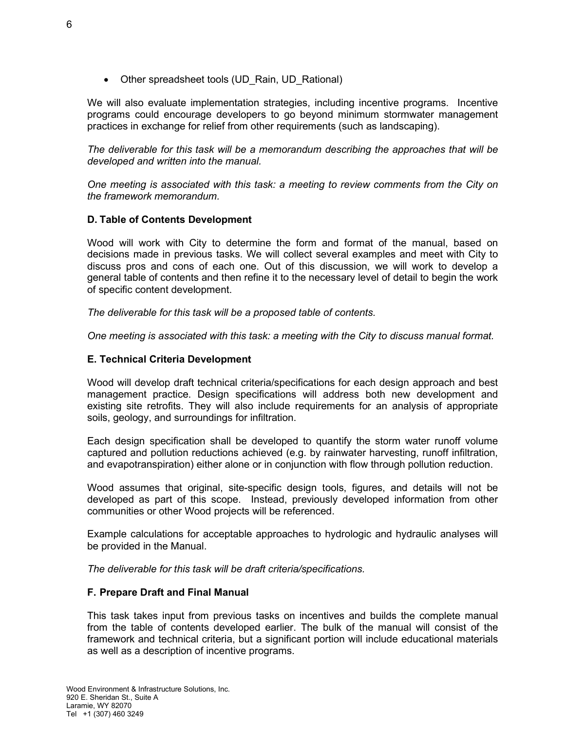- Other spreadsheet tools (UD_Rain, UD_Rational)

We will also evaluate implementation strategies, including incentive programs. Incentive programs could encourage developers to go beyond minimum stormwater management practices in exchange for relief from other requirements (such as landscaping).

*The deliverable for this task will be a memorandum describing the approaches that will be developed and written into the manual.*

*One meeting is associated with this task: a meeting to review comments from the City on the framework memorandum.*

### D. Table of Contents Development

Wood will work with City to determine the form and format of the manual, based on decisions made in previous tasks. We will collect several examples and meet with City to discuss pros and cons of each one. Out of this discussion, we will work to develop a general table of contents and then refine it to the necessary level of detail to begin the work of specific content development.

*The deliverable for this task will be a proposed table of contents.*

*One meeting is associated with this task: a meeting with the City to discuss manual format.*

### E. Technical Criteria Development

Wood will develop draft technical criteria/specifications for each design approach and best management practice. Design specifications will address both new development and existing site retrofits. They will also include requirements for an analysis of appropriate soils, geology, and surroundings for infiltration.

Each design specification shall be developed to quantify the storm water runoff volume captured and pollution reductions achieved (e.g. by rainwater harvesting, runoff infiltration, and evapotranspiration) either alone or in conjunction with flow through pollution reduction.

Wood assumes that original, site-specific design tools, figures, and details will not be developed as part of this scope. Instead, previously developed information from other communities or other Wood projects will be referenced.

Example calculations for acceptable approaches to hydrologic and hydraulic analyses will be provided in the Manual.

*The deliverable for this task will be draft criteria/specifications.*

### F. Prepare Draft and Final Manual

This task takes input from previous tasks on incentives and builds the complete manual from the table of contents developed earlier. The bulk of the manual will consist of the framework and technical criteria, but a significant portion will include educational materials as well as a description of incentive programs.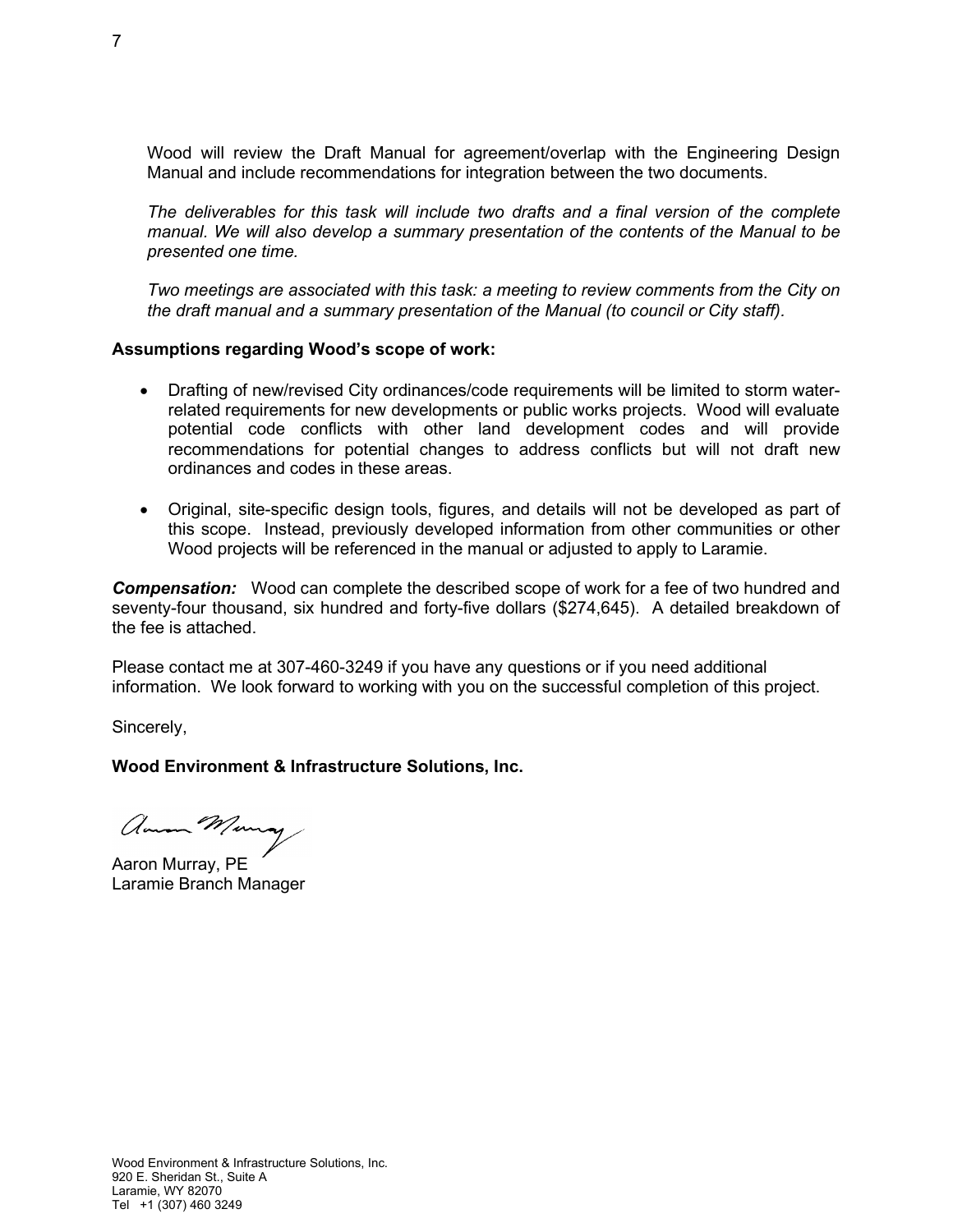Wood will review the Draft Manual for agreement/overlap with the Engineering Design Manual and include recommendations for integration between the two documents.

*The deliverables for this task will include two drafts and a final version of the complete manual. We will also develop a summary presentation of the contents of the Manual to be presented one time.*

*Two meetings are associated with this task: a meeting to review comments from the City on the draft manual and a summary presentation of the Manual (to council or City staff).*

**Assumptions regarding Wood's scope of work:**

- Drafting of new/revised City ordinances/code requirements will be limited to storm water-related requirements for new developments or public works projects. Wood will evaluate potential code conflicts with other land development codes and will provide recommendations for potential changes to address conflicts but will not draft new ordinances and codes in these areas.
- Original, site-specific design tools, figures, and details will not be developed as part of this scope. Instead, previously developed information from other communities or other Wood projects will be referenced in the manual or adjusted to apply to Laramie.

***Compensation:*** Wood can complete the described scope of work for a fee of two hundred and seventy-four thousand, six hundred and forty-five dollars ($274,645). A detailed breakdown of the fee is attached.

Please contact me at 307-460-3249 if you have any questions or if you need additional information. We look forward to working with you on the successful completion of this project.

Sincerely,

**Wood Environment & Infrastructure Solutions, Inc.**

Aaron Murray, PE
Laramie Branch Manager

Wood Environment & Infrastructure Solutions, Inc.
920 E. Sheridan St., Suite A
Laramie, WY 82070
Tel +1 (307) 460 3249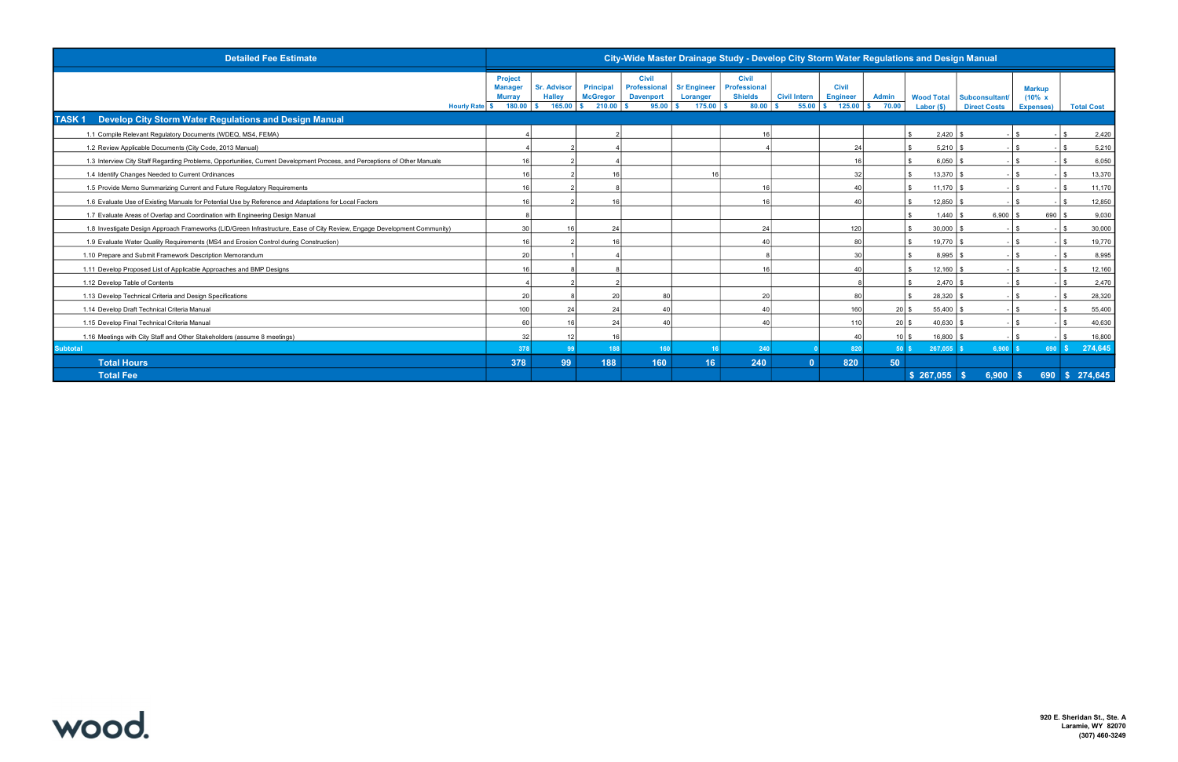| Detailed Fee Estimate | City-Wide Master Drainage Study - Develop City Storm Water Regulations and Design Manual | | | | | | | | | | | | |
|---|---|---|---|---|---|---|---|---|---|---|---|---|---|
| | Project Manager Murray | Sr. Advisor Halley | Principal McGregor | Civil Professional Davenport | Sr Engineer Loranger | Civil Professional Shields | Civil Intern | Civil Engineer | Admin | Wood Total Labor ($) | Subconsultant/ Direct Costs | Markup (10% x Expenses) | Total Cost |
| Hourly Rate | $ 180.00 | $ 165.00 | $ 210.00 | $ 95.00 | $ 175.00 | $ 80.00 | $ 55.00 | $ 125.00 | $ 70.00 | | | | |
| **TASK 1 Develop City Storm Water Regulations and Design Manual** | | | | | | | | | | | | | |
| 1.1 Compile Relevant Regulatory Documents (WDEQ, MS4, FEMA) | 4 | | 2 | | | 16 | | | | $ 2,420 | $ - | $ - | $ 2,420 |
| 1.2 Review Applicable Documents (City Code, 2013 Manual) | 4 | 2 | 4 | | | 4 | | 24 | | $ 5,210 | $ - | $ - | $ 5,210 |
| 1.3 Interview City Staff Regarding Problems, Opportunities, Current Development Process, and Perceptions of Other Manuals | 16 | 2 | 4 | | | | | 16 | | $ 6,050 | $ - | $ - | $ 6,050 |
| 1.4 Identify Changes Needed to Current Ordinances | 16 | 2 | 16 | | 16 | | | 32 | | $ 13,370 | $ - | $ - | $ 13,370 |
| 1.5 Provide Memo Summarizing Current and Future Regulatory Requirements | 16 | 2 | 8 | | | 16 | | 40 | | $ 11,170 | $ - | $ - | $ 11,170 |
| 1.6 Evaluate Use of Existing Manuals for Potential Use by Reference and Adaptations for Local Factors | 16 | 2 | 16 | | | 16 | | 40 | | $ 12,850 | $ - | $ - | $ 12,850 |
| 1.7 Evaluate Areas of Overlap and Coordination with Engineering Design Manual | 8 | | | | | | | | | $ 1,440 | $ 6,900 | $ 690 | $ 9,030 |
| 1.8 Investigate Design Approach Frameworks (LID/Green Infrastructure, Ease of City Review, Engage Development Community) | 30 | 16 | 24 | | | 24 | | 120 | | $ 30,000 | $ - | $ - | $ 30,000 |
| 1.9 Evaluate Water Quality Requirements (MS4 and Erosion Control during Construction) | 16 | 2 | 16 | | | 40 | | 80 | | $ 19,770 | $ - | $ - | $ 19,770 |
| 1.10 Prepare and Submit Framework Description Memorandum | 20 | 1 | 4 | | | 8 | | 30 | | $ 8,995 | $ - | $ - | $ 8,995 |
| 1.11 Develop Proposed List of Applicable Approaches and BMP Designs | 16 | 8 | 8 | | | 16 | | 40 | | $ 12,160 | $ - | $ - | $ 12,160 |
| 1.12 Develop Table of Contents | 4 | 2 | 2 | | | | | 8 | | $ 2,470 | $ - | $ - | $ 2,470 |
| 1.13 Develop Technical Criteria and Design Specifications | 20 | 8 | 20 | 80 | | 20 | | 80 | | $ 28,320 | $ - | $ - | $ 28,320 |
| 1.14 Develop Draft Technical Criteria Manual | 100 | 24 | 24 | 40 | | 40 | | 160 | 20 | $ 55,400 | $ - | $ - | $ 55,400 |
| 1.15 Develop Final Technical Criteria Manual | 60 | 16 | 24 | 40 | | 40 | | 110 | 20 | $ 40,630 | $ - | $ - | $ 40,630 |
| 1.16 Meetings with City Staff and Other Stakeholders (assume 8 meetings) | 32 | 12 | 16 | | | | | 40 | 10 | $ 16,800 | $ - | $ - | $ 16,800 |
| **Subtotal** | 378 | 99 | 188 | 160 | 16 | 240 | 0 | 820 | 50 | $ 267,055 | $ 6,900 | $ 690 | $ 274,645 |
| **Total Hours** | 378 | 99 | 188 | 160 | 16 | 240 | 0 | 820 | 50 | | | | |
| **Total Fee** | | | | | | | | | | $ 267,055 | $ 6,900 | $ 690 | $ 274,645 |

wood.

920 E. Sheridan St., Ste. A
Laramie, WY 82070
(307) 460-3249